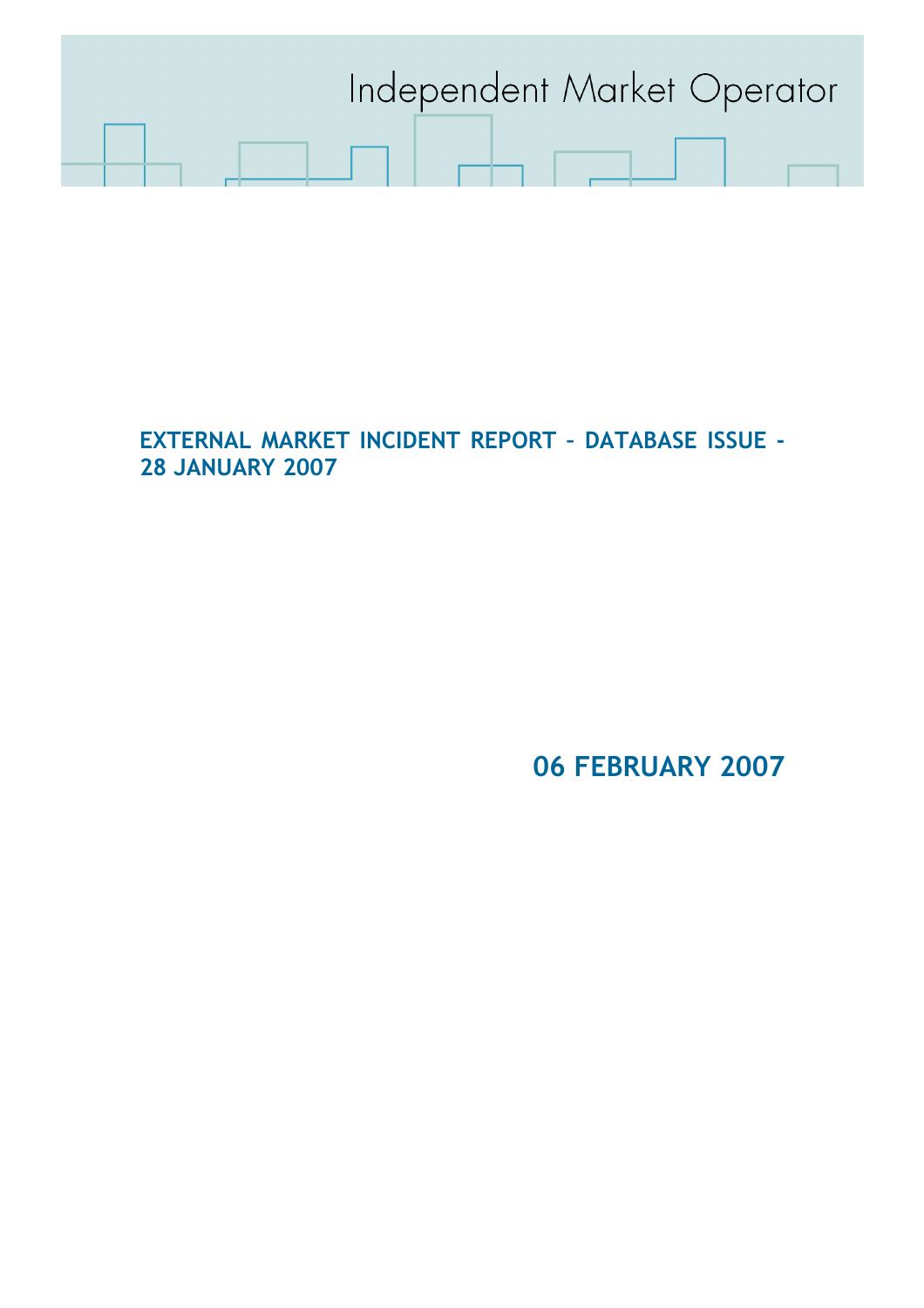Independent Market Operator

# EXTERNAL MARKET INCIDENT REPORT – DATABASE ISSUE - 28 JANUARY 2007

**06 FEBRUARY 2007**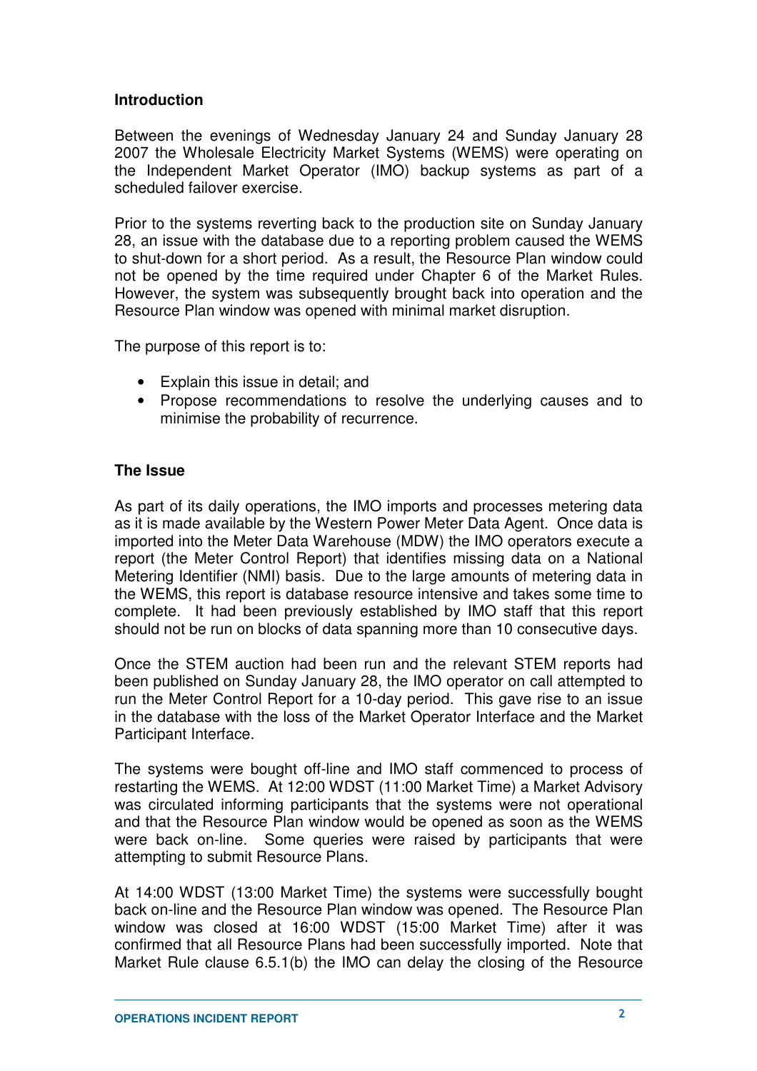## Introduction

Between the evenings of Wednesday January 24 and Sunday January 28 2007 the Wholesale Electricity Market Systems (WEMS) were operating on the Independent Market Operator (IMO) backup systems as part of a scheduled failover exercise.

Prior to the systems reverting back to the production site on Sunday January 28, an issue with the database due to a reporting problem caused the WEMS to shut-down for a short period. As a result, the Resource Plan window could not be opened by the time required under Chapter 6 of the Market Rules. However, the system was subsequently brought back into operation and the Resource Plan window was opened with minimal market disruption.

The purpose of this report is to:

- Explain this issue in detail; and
- Propose recommendations to resolve the underlying causes and to minimise the probability of recurrence.

## The Issue

As part of its daily operations, the IMO imports and processes metering data as it is made available by the Western Power Meter Data Agent. Once data is imported into the Meter Data Warehouse (MDW) the IMO operators execute a report (the Meter Control Report) that identifies missing data on a National Metering Identifier (NMI) basis. Due to the large amounts of metering data in the WEMS, this report is database resource intensive and takes some time to complete. It had been previously established by IMO staff that this report should not be run on blocks of data spanning more than 10 consecutive days.

Once the STEM auction had been run and the relevant STEM reports had been published on Sunday January 28, the IMO operator on call attempted to run the Meter Control Report for a 10-day period. This gave rise to an issue in the database with the loss of the Market Operator Interface and the Market Participant Interface.

The systems were bought off-line and IMO staff commenced to process of restarting the WEMS. At 12:00 WDST (11:00 Market Time) a Market Advisory was circulated informing participants that the systems were not operational and that the Resource Plan window would be opened as soon as the WEMS were back on-line. Some queries were raised by participants that were attempting to submit Resource Plans.

At 14:00 WDST (13:00 Market Time) the systems were successfully bought back on-line and the Resource Plan window was opened. The Resource Plan window was closed at 16:00 WDST (15:00 Market Time) after it was confirmed that all Resource Plans had been successfully imported. Note that Market Rule clause 6.5.1(b) the IMO can delay the closing of the Resource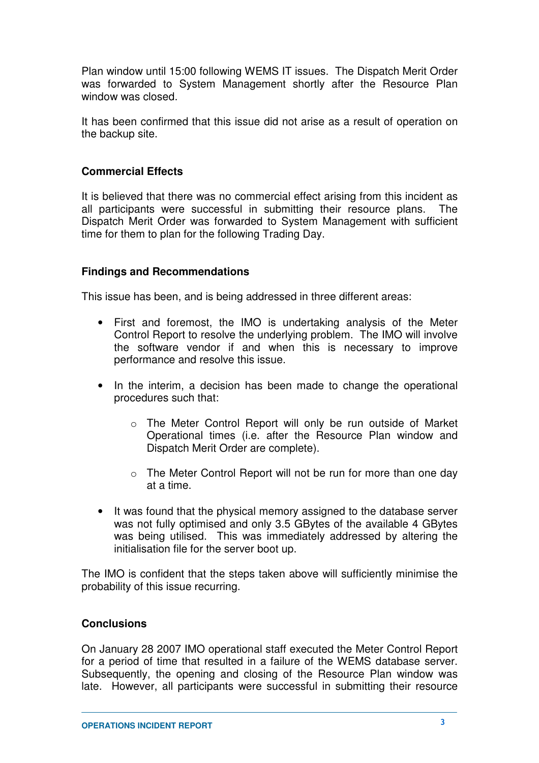Plan window until 15:00 following WEMS IT issues. The Dispatch Merit Order was forwarded to System Management shortly after the Resource Plan window was closed.

It has been confirmed that this issue did not arise as a result of operation on the backup site.

**Commercial Effects**

It is believed that there was no commercial effect arising from this incident as all participants were successful in submitting their resource plans. The Dispatch Merit Order was forwarded to System Management with sufficient time for them to plan for the following Trading Day.

**Findings and Recommendations**

This issue has been, and is being addressed in three different areas:

- First and foremost, the IMO is undertaking analysis of the Meter Control Report to resolve the underlying problem. The IMO will involve the software vendor if and when this is necessary to improve performance and resolve this issue.

- In the interim, a decision has been made to change the operational procedures such that:

  - The Meter Control Report will only be run outside of Market Operational times (i.e. after the Resource Plan window and Dispatch Merit Order are complete).

  - The Meter Control Report will not be run for more than one day at a time.

- It was found that the physical memory assigned to the database server was not fully optimised and only 3.5 GBytes of the available 4 GBytes was being utilised. This was immediately addressed by altering the initialisation file for the server boot up.

The IMO is confident that the steps taken above will sufficiently minimise the probability of this issue recurring.

**Conclusions**

On January 28 2007 IMO operational staff executed the Meter Control Report for a period of time that resulted in a failure of the WEMS database server. Subsequently, the opening and closing of the Resource Plan window was late. However, all participants were successful in submitting their resource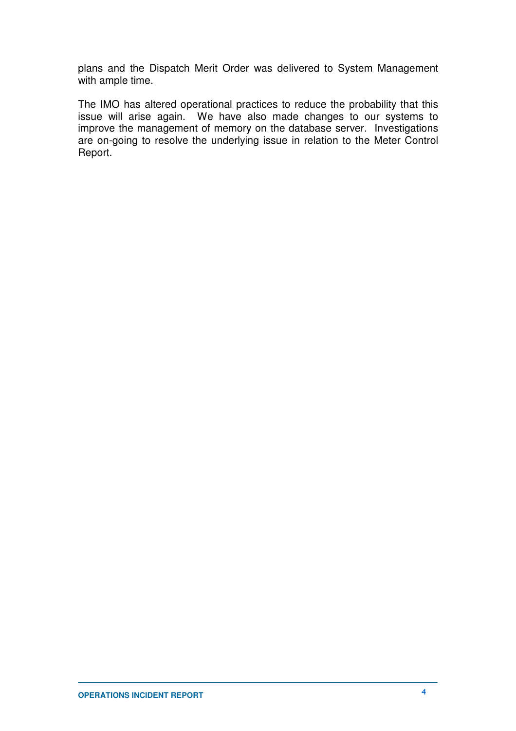plans and the Dispatch Merit Order was delivered to System Management with ample time.

The IMO has altered operational practices to reduce the probability that this issue will arise again. We have also made changes to our systems to improve the management of memory on the database server. Investigations are on-going to resolve the underlying issue in relation to the Meter Control Report.